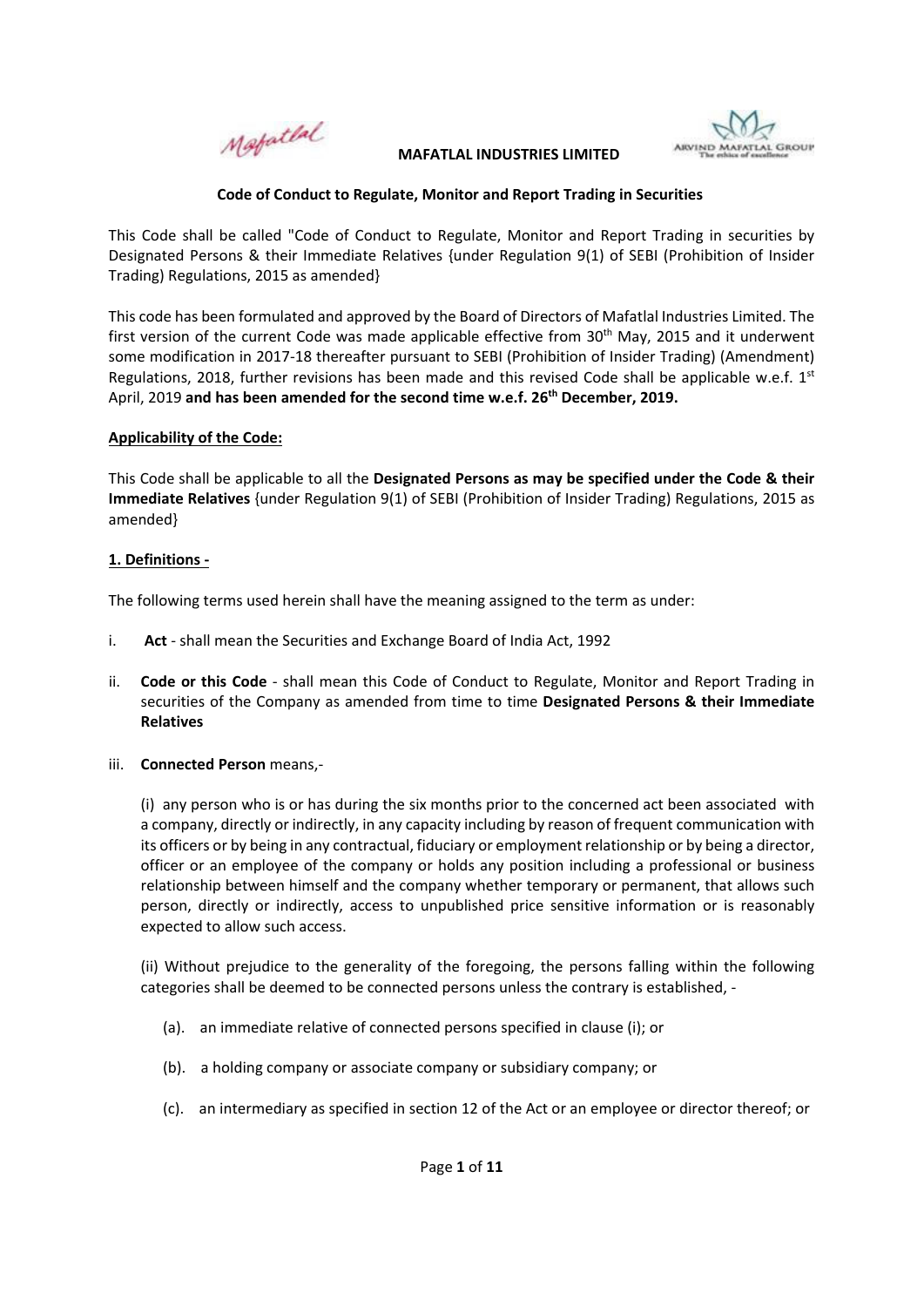**MAFATLAL INDUSTRIES LIMITED**

**Code of Conduct to Regulate, Monitor and Report Trading in Securities**

This Code shall be called "Code of Conduct to Regulate, Monitor and Report Trading in securities by Designated Persons & their Immediate Relatives {under Regulation 9(1) of SEBI (Prohibition of Insider Trading) Regulations, 2015 as amended}

This code has been formulated and approved by the Board of Directors of Mafatlal Industries Limited. The first version of the current Code was made applicable effective from 30th May, 2015 and it underwent some modification in 2017-18 thereafter pursuant to SEBI (Prohibition of Insider Trading) (Amendment) Regulations, 2018, further revisions has been made and this revised Code shall be applicable w.e.f. 1st April, 2019 **and has been amended for the second time w.e.f. 26th December, 2019.**

**Applicability of the Code:**

This Code shall be applicable to all the **Designated Persons as may be specified under the Code & their Immediate Relatives** {under Regulation 9(1) of SEBI (Prohibition of Insider Trading) Regulations, 2015 as amended}

**1. Definitions -**

The following terms used herein shall have the meaning assigned to the term as under:

i. **Act** - shall mean the Securities and Exchange Board of India Act, 1992

ii. **Code or this Code** - shall mean this Code of Conduct to Regulate, Monitor and Report Trading in securities of the Company as amended from time to time **Designated Persons & their Immediate Relatives**

iii. **Connected Person** means,-

(i) any person who is or has during the six months prior to the concerned act been associated with a company, directly or indirectly, in any capacity including by reason of frequent communication with its officers or by being in any contractual, fiduciary or employment relationship or by being a director, officer or an employee of the company or holds any position including a professional or business relationship between himself and the company whether temporary or permanent, that allows such person, directly or indirectly, access to unpublished price sensitive information or is reasonably expected to allow such access.

(ii) Without prejudice to the generality of the foregoing, the persons falling within the following categories shall be deemed to be connected persons unless the contrary is established, -

(a). an immediate relative of connected persons specified in clause (i); or

(b). a holding company or associate company or subsidiary company; or

(c). an intermediary as specified in section 12 of the Act or an employee or director thereof; or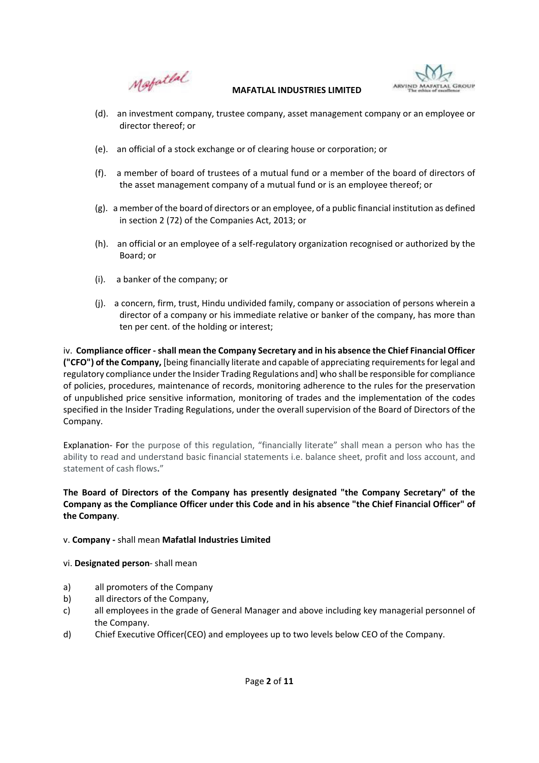(d). an investment company, trustee company, asset management company or an employee or director thereof; or

(e). an official of a stock exchange or of clearing house or corporation; or

(f). a member of board of trustees of a mutual fund or a member of the board of directors of the asset management company of a mutual fund or is an employee thereof; or

(g). a member of the board of directors or an employee, of a public financial institution as defined in section 2 (72) of the Companies Act, 2013; or

(h). an official or an employee of a self-regulatory organization recognised or authorized by the Board; or

(i). a banker of the company; or

(j). a concern, firm, trust, Hindu undivided family, company or association of persons wherein a director of a company or his immediate relative or banker of the company, has more than ten per cent. of the holding or interest;

iv. **Compliance officer - shall mean the Company Secretary and in his absence the Chief Financial Officer ("CFO") of the Company,** [being financially literate and capable of appreciating requirements for legal and regulatory compliance under the Insider Trading Regulations and] who shall be responsible for compliance of policies, procedures, maintenance of records, monitoring adherence to the rules for the preservation of unpublished price sensitive information, monitoring of trades and the implementation of the codes specified in the Insider Trading Regulations, under the overall supervision of the Board of Directors of the Company.

Explanation- For the purpose of this regulation, "financially literate" shall mean a person who has the ability to read and understand basic financial statements i.e. balance sheet, profit and loss account, and statement of cash flows."

**The Board of Directors of the Company has presently designated "the Company Secretary" of the Company as the Compliance Officer under this Code and in his absence "the Chief Financial Officer" of the Company**.

v. **Company -** shall mean **Mafatlal Industries Limited**

vi. **Designated person**- shall mean

a) all promoters of the Company
b) all directors of the Company,
c) all employees in the grade of General Manager and above including key managerial personnel of the Company.
d) Chief Executive Officer(CEO) and employees up to two levels below CEO of the Company.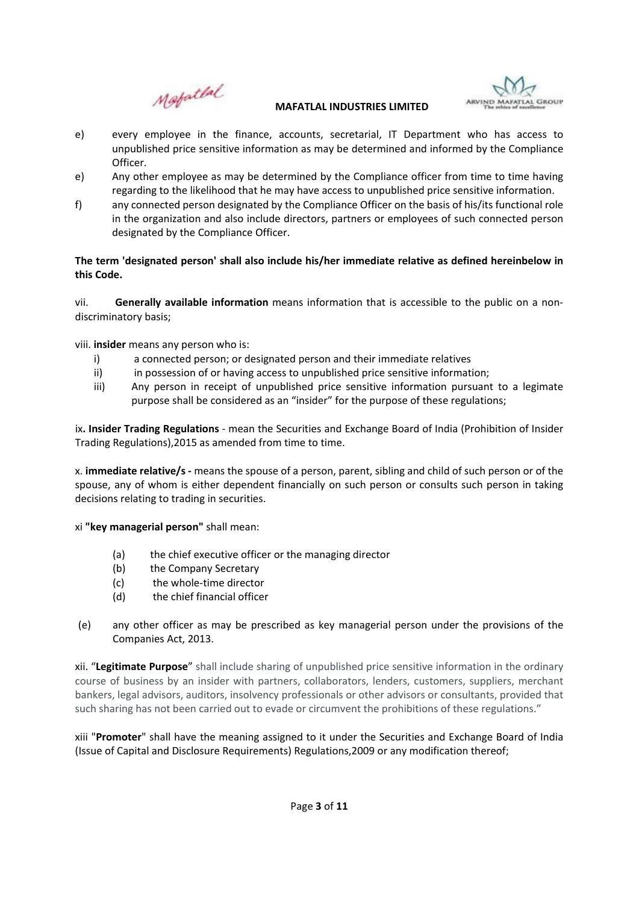e) every employee in the finance, accounts, secretarial, IT Department who has access to unpublished price sensitive information as may be determined and informed by the Compliance Officer.

e) Any other employee as may be determined by the Compliance officer from time to time having regarding to the likelihood that he may have access to unpublished price sensitive information.

f) any connected person designated by the Compliance Officer on the basis of his/its functional role in the organization and also include directors, partners or employees of such connected person designated by the Compliance Officer.

**The term 'designated person' shall also include his/her immediate relative as defined hereinbelow in this Code.**

vii. **Generally available information** means information that is accessible to the public on a non-discriminatory basis;

viii. **insider** means any person who is:

i) a connected person; or designated person and their immediate relatives
ii) in possession of or having access to unpublished price sensitive information;
iii) Any person in receipt of unpublished price sensitive information pursuant to a legimate purpose shall be considered as an "insider" for the purpose of these regulations;

ix**. Insider Trading Regulations** - mean the Securities and Exchange Board of India (Prohibition of Insider Trading Regulations),2015 as amended from time to time.

x. **immediate relative/s -** means the spouse of a person, parent, sibling and child of such person or of the spouse, any of whom is either dependent financially on such person or consults such person in taking decisions relating to trading in securities.

xi **"key managerial person"** shall mean:

(a) the chief executive officer or the managing director
(b) the Company Secretary
(c) the whole-time director
(d) the chief financial officer

(e) any other officer as may be prescribed as key managerial person under the provisions of the Companies Act, 2013.

xii. "**Legitimate Purpose**" shall include sharing of unpublished price sensitive information in the ordinary course of business by an insider with partners, collaborators, lenders, customers, suppliers, merchant bankers, legal advisors, auditors, insolvency professionals or other advisors or consultants, provided that such sharing has not been carried out to evade or circumvent the prohibitions of these regulations."

xiii "**Promoter**" shall have the meaning assigned to it under the Securities and Exchange Board of India (Issue of Capital and Disclosure Requirements) Regulations,2009 or any modification thereof;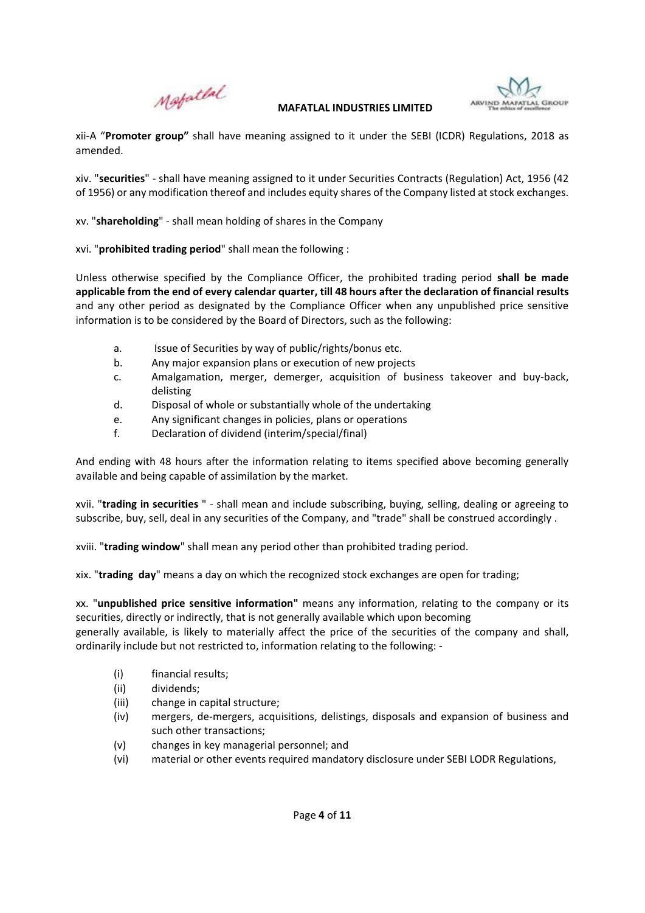xii-A "**Promoter group"** shall have meaning assigned to it under the SEBI (ICDR) Regulations, 2018 as amended.

xiv. "**securities**" - shall have meaning assigned to it under Securities Contracts (Regulation) Act, 1956 (42 of 1956) or any modification thereof and includes equity shares of the Company listed at stock exchanges.

xv. "**shareholding**" - shall mean holding of shares in the Company

xvi. "**prohibited trading period**" shall mean the following :

Unless otherwise specified by the Compliance Officer, the prohibited trading period **shall be made applicable from the end of every calendar quarter, till 48 hours after the declaration of financial results** and any other period as designated by the Compliance Officer when any unpublished price sensitive information is to be considered by the Board of Directors, such as the following:

a. Issue of Securities by way of public/rights/bonus etc.
b. Any major expansion plans or execution of new projects
c. Amalgamation, merger, demerger, acquisition of business takeover and buy-back, delisting
d. Disposal of whole or substantially whole of the undertaking
e. Any significant changes in policies, plans or operations
f. Declaration of dividend (interim/special/final)

And ending with 48 hours after the information relating to items specified above becoming generally available and being capable of assimilation by the market.

xvii. "**trading in securities** " - shall mean and include subscribing, buying, selling, dealing or agreeing to subscribe, buy, sell, deal in any securities of the Company, and "trade" shall be construed accordingly .

xviii. "**trading window**" shall mean any period other than prohibited trading period.

xix. "**trading day**" means a day on which the recognized stock exchanges are open for trading;

xx. "**unpublished price sensitive information"** means any information, relating to the company or its securities, directly or indirectly, that is not generally available which upon becoming generally available, is likely to materially affect the price of the securities of the company and shall, ordinarily include but not restricted to, information relating to the following: -

(i) financial results;
(ii) dividends;
(iii) change in capital structure;
(iv) mergers, de-mergers, acquisitions, delistings, disposals and expansion of business and such other transactions;
(v) changes in key managerial personnel; and
(vi) material or other events required mandatory disclosure under SEBI LODR Regulations,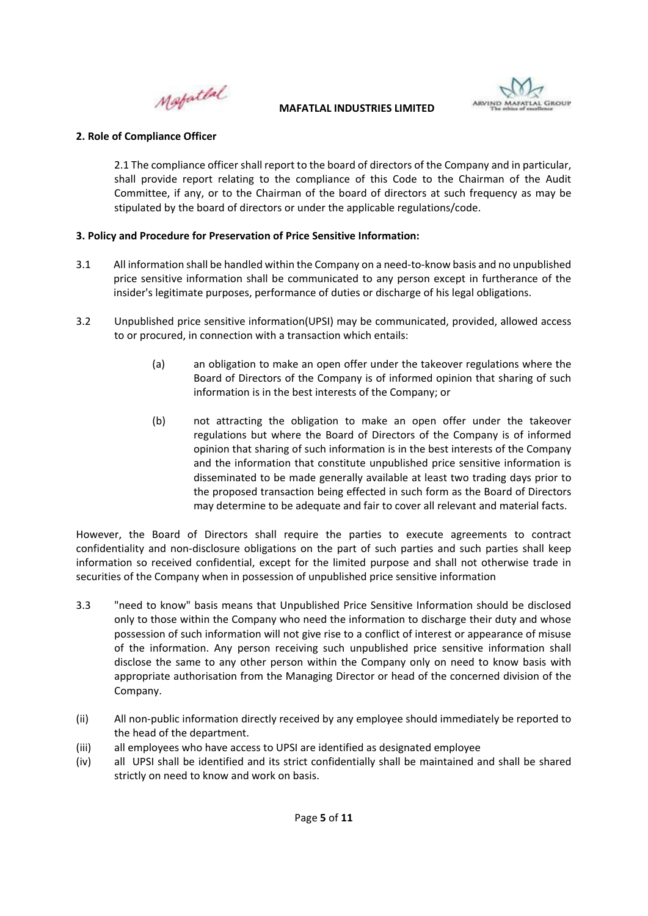**2. Role of Compliance Officer**

2.1 The compliance officer shall report to the board of directors of the Company and in particular, shall provide report relating to the compliance of this Code to the Chairman of the Audit Committee, if any, or to the Chairman of the board of directors at such frequency as may be stipulated by the board of directors or under the applicable regulations/code.

**3. Policy and Procedure for Preservation of Price Sensitive Information:**

3.1 All information shall be handled within the Company on a need-to-know basis and no unpublished price sensitive information shall be communicated to any person except in furtherance of the insider's legitimate purposes, performance of duties or discharge of his legal obligations.

3.2 Unpublished price sensitive information(UPSI) may be communicated, provided, allowed access to or procured, in connection with a transaction which entails:

(a) an obligation to make an open offer under the takeover regulations where the Board of Directors of the Company is of informed opinion that sharing of such information is in the best interests of the Company; or

(b) not attracting the obligation to make an open offer under the takeover regulations but where the Board of Directors of the Company is of informed opinion that sharing of such information is in the best interests of the Company and the information that constitute unpublished price sensitive information is disseminated to be made generally available at least two trading days prior to the proposed transaction being effected in such form as the Board of Directors may determine to be adequate and fair to cover all relevant and material facts.

However, the Board of Directors shall require the parties to execute agreements to contract confidentiality and non-disclosure obligations on the part of such parties and such parties shall keep information so received confidential, except for the limited purpose and shall not otherwise trade in securities of the Company when in possession of unpublished price sensitive information

3.3 "need to know" basis means that Unpublished Price Sensitive Information should be disclosed only to those within the Company who need the information to discharge their duty and whose possession of such information will not give rise to a conflict of interest or appearance of misuse of the information. Any person receiving such unpublished price sensitive information shall disclose the same to any other person within the Company only on need to know basis with appropriate authorisation from the Managing Director or head of the concerned division of the Company.

(ii) All non-public information directly received by any employee should immediately be reported to the head of the department.

(iii) all employees who have access to UPSI are identified as designated employee

(iv) all UPSI shall be identified and its strict confidentially shall be maintained and shall be shared strictly on need to know and work on basis.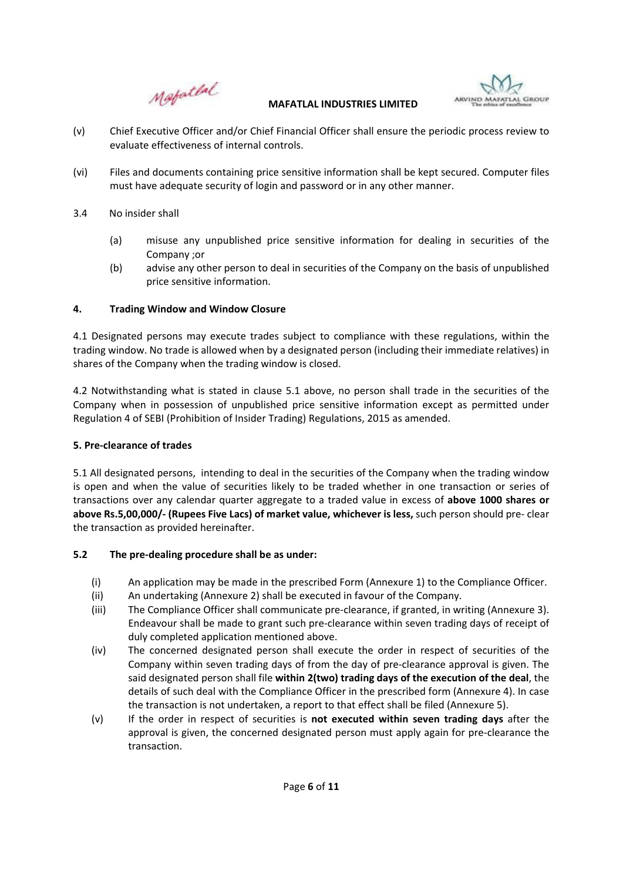(v) Chief Executive Officer and/or Chief Financial Officer shall ensure the periodic process review to evaluate effectiveness of internal controls.

(vi) Files and documents containing price sensitive information shall be kept secured. Computer files must have adequate security of login and password or in any other manner.

3.4 No insider shall

(a) misuse any unpublished price sensitive information for dealing in securities of the Company ;or

(b) advise any other person to deal in securities of the Company on the basis of unpublished price sensitive information.

### 4. Trading Window and Window Closure

4.1 Designated persons may execute trades subject to compliance with these regulations, within the trading window. No trade is allowed when by a designated person (including their immediate relatives) in shares of the Company when the trading window is closed.

4.2 Notwithstanding what is stated in clause 5.1 above, no person shall trade in the securities of the Company when in possession of unpublished price sensitive information except as permitted under Regulation 4 of SEBI (Prohibition of Insider Trading) Regulations, 2015 as amended.

### 5. Pre-clearance of trades

5.1 All designated persons, intending to deal in the securities of the Company when the trading window is open and when the value of securities likely to be traded whether in one transaction or series of transactions over any calendar quarter aggregate to a traded value in excess of **above 1000 shares or above Rs.5,00,000/- (Rupees Five Lacs) of market value, whichever is less,** such person should pre- clear the transaction as provided hereinafter.

#### 5.2 The pre-dealing procedure shall be as under:

(i) An application may be made in the prescribed Form (Annexure 1) to the Compliance Officer.

(ii) An undertaking (Annexure 2) shall be executed in favour of the Company.

(iii) The Compliance Officer shall communicate pre-clearance, if granted, in writing (Annexure 3). Endeavour shall be made to grant such pre-clearance within seven trading days of receipt of duly completed application mentioned above.

(iv) The concerned designated person shall execute the order in respect of securities of the Company within seven trading days of from the day of pre-clearance approval is given. The said designated person shall file **within 2(two) trading days of the execution of the deal**, the details of such deal with the Compliance Officer in the prescribed form (Annexure 4). In case the transaction is not undertaken, a report to that effect shall be filed (Annexure 5).

(v) If the order in respect of securities is **not executed within seven trading days** after the approval is given, the concerned designated person must apply again for pre-clearance the transaction.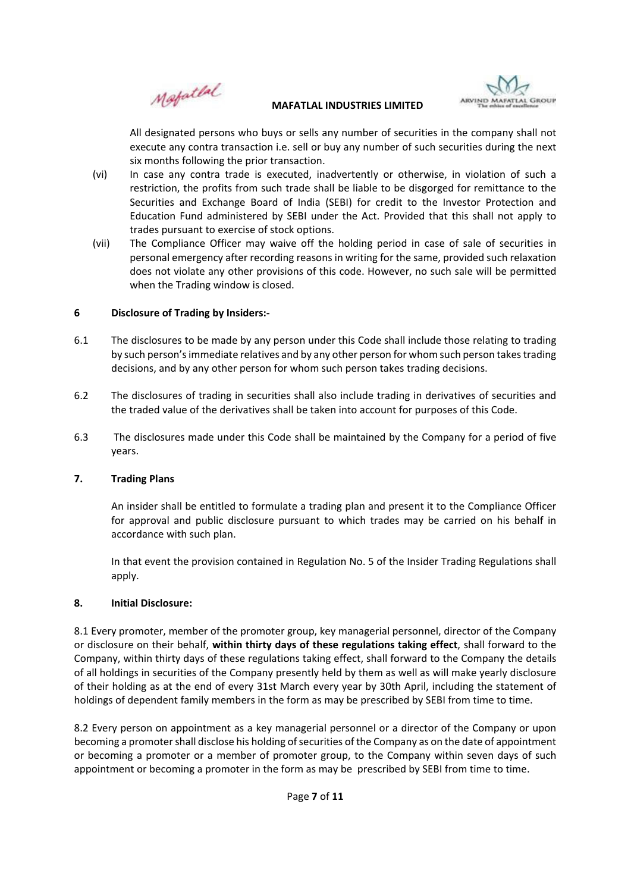All designated persons who buys or sells any number of securities in the company shall not execute any contra transaction i.e. sell or buy any number of such securities during the next six months following the prior transaction.

(vi) In case any contra trade is executed, inadvertently or otherwise, in violation of such a restriction, the profits from such trade shall be liable to be disgorged for remittance to the Securities and Exchange Board of India (SEBI) for credit to the Investor Protection and Education Fund administered by SEBI under the Act. Provided that this shall not apply to trades pursuant to exercise of stock options.

(vii) The Compliance Officer may waive off the holding period in case of sale of securities in personal emergency after recording reasons in writing for the same, provided such relaxation does not violate any other provisions of this code. However, no such sale will be permitted when the Trading window is closed.

## 6 Disclosure of Trading by Insiders:-

6.1 The disclosures to be made by any person under this Code shall include those relating to trading by such person's immediate relatives and by any other person for whom such person takes trading decisions, and by any other person for whom such person takes trading decisions.

6.2 The disclosures of trading in securities shall also include trading in derivatives of securities and the traded value of the derivatives shall be taken into account for purposes of this Code.

6.3 The disclosures made under this Code shall be maintained by the Company for a period of five years.

## 7. Trading Plans

An insider shall be entitled to formulate a trading plan and present it to the Compliance Officer for approval and public disclosure pursuant to which trades may be carried on his behalf in accordance with such plan.

In that event the provision contained in Regulation No. 5 of the Insider Trading Regulations shall apply.

## 8. Initial Disclosure:

8.1 Every promoter, member of the promoter group, key managerial personnel, director of the Company or disclosure on their behalf, **within thirty days of these regulations taking effect**, shall forward to the Company, within thirty days of these regulations taking effect, shall forward to the Company the details of all holdings in securities of the Company presently held by them as well as will make yearly disclosure of their holding as at the end of every 31st March every year by 30th April, including the statement of holdings of dependent family members in the form as may be prescribed by SEBI from time to time.

8.2 Every person on appointment as a key managerial personnel or a director of the Company or upon becoming a promoter shall disclose his holding of securities of the Company as on the date of appointment or becoming a promoter or a member of promoter group, to the Company within seven days of such appointment or becoming a promoter in the form as may be prescribed by SEBI from time to time.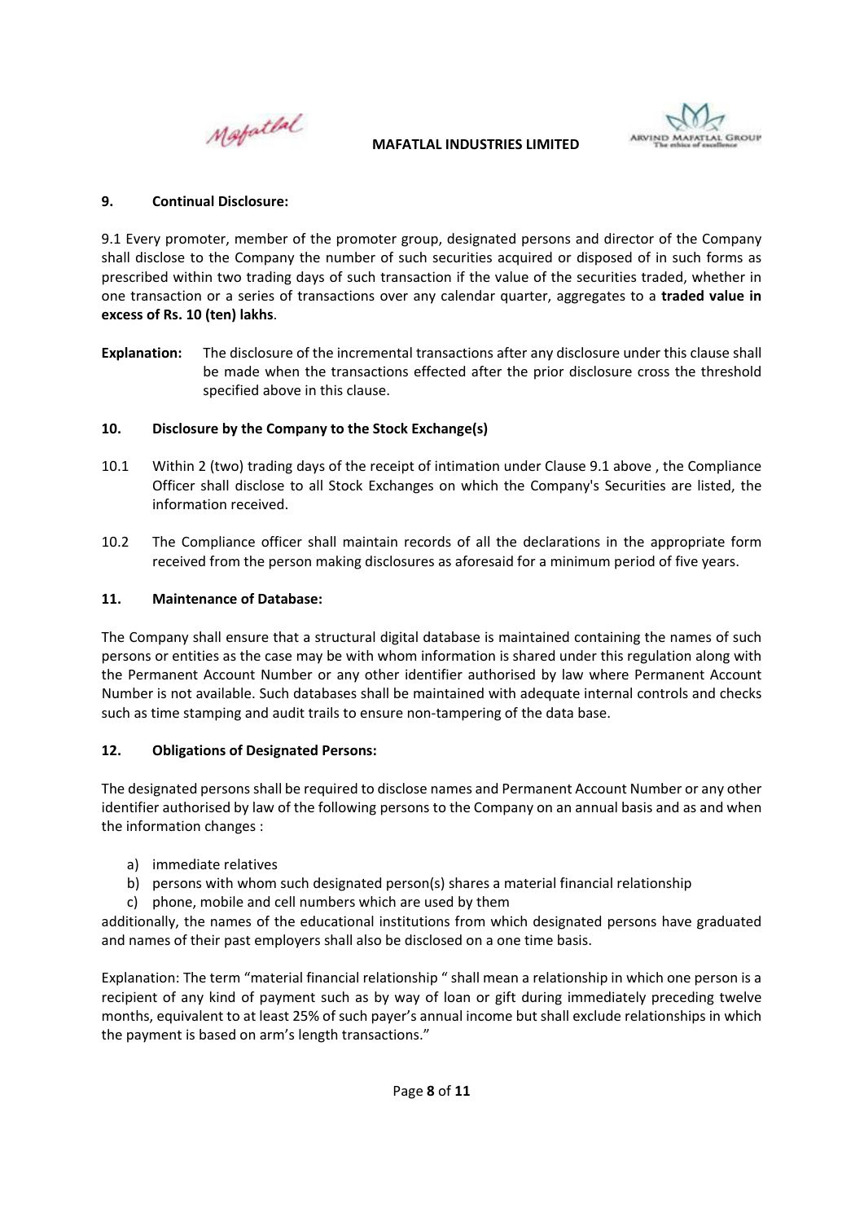## 9. Continual Disclosure:

9.1 Every promoter, member of the promoter group, designated persons and director of the Company shall disclose to the Company the number of such securities acquired or disposed of in such forms as prescribed within two trading days of such transaction if the value of the securities traded, whether in one transaction or a series of transactions over any calendar quarter, aggregates to a **traded value in excess of Rs. 10 (ten) lakhs**.

**Explanation:** The disclosure of the incremental transactions after any disclosure under this clause shall be made when the transactions effected after the prior disclosure cross the threshold specified above in this clause.

## 10. Disclosure by the Company to the Stock Exchange(s)

10.1 Within 2 (two) trading days of the receipt of intimation under Clause 9.1 above , the Compliance Officer shall disclose to all Stock Exchanges on which the Company's Securities are listed, the information received.

10.2 The Compliance officer shall maintain records of all the declarations in the appropriate form received from the person making disclosures as aforesaid for a minimum period of five years.

## 11. Maintenance of Database:

The Company shall ensure that a structural digital database is maintained containing the names of such persons or entities as the case may be with whom information is shared under this regulation along with the Permanent Account Number or any other identifier authorised by law where Permanent Account Number is not available. Such databases shall be maintained with adequate internal controls and checks such as time stamping and audit trails to ensure non-tampering of the data base.

## 12. Obligations of Designated Persons:

The designated persons shall be required to disclose names and Permanent Account Number or any other identifier authorised by law of the following persons to the Company on an annual basis and as and when the information changes :

a) immediate relatives
b) persons with whom such designated person(s) shares a material financial relationship
c) phone, mobile and cell numbers which are used by them

additionally, the names of the educational institutions from which designated persons have graduated and names of their past employers shall also be disclosed on a one time basis.

Explanation: The term "material financial relationship " shall mean a relationship in which one person is a recipient of any kind of payment such as by way of loan or gift during immediately preceding twelve months, equivalent to at least 25% of such payer's annual income but shall exclude relationships in which the payment is based on arm's length transactions."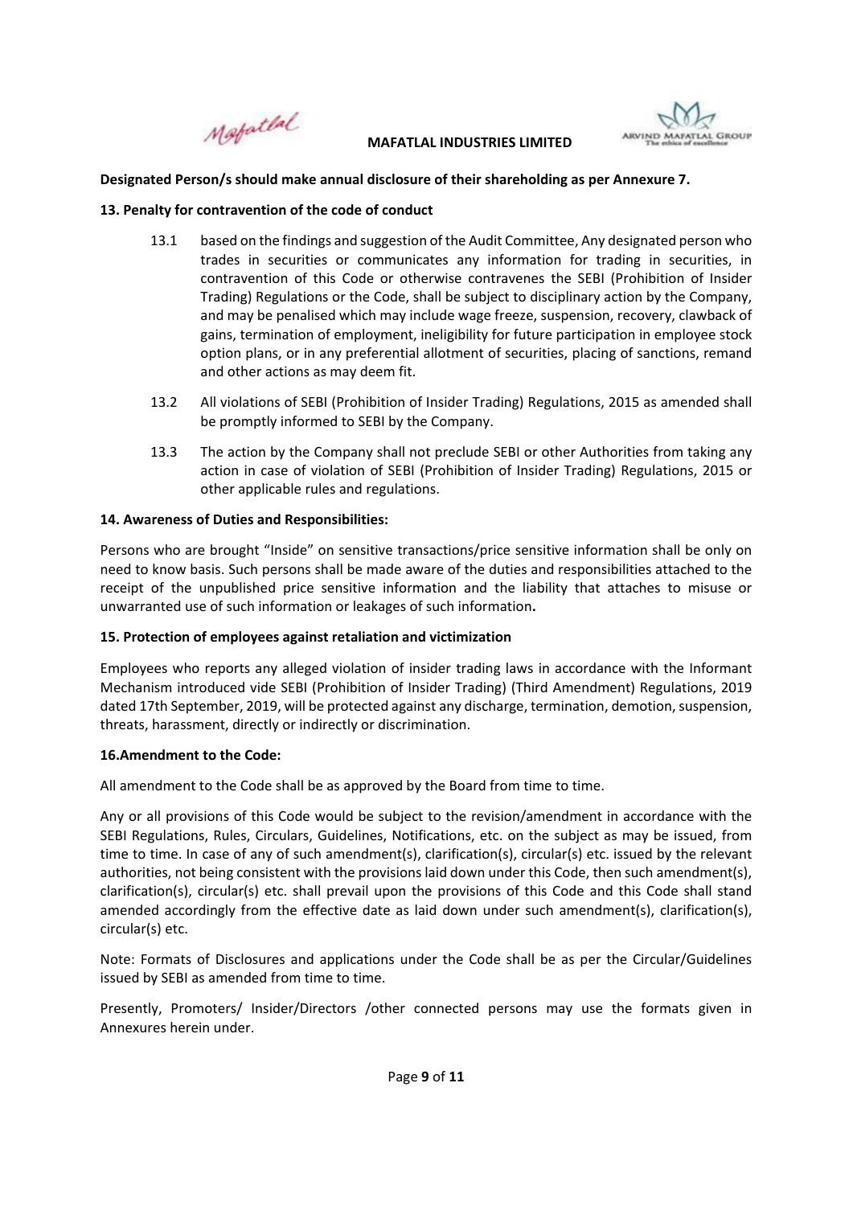**Designated Person/s should make annual disclosure of their shareholding as per Annexure 7.**

**13. Penalty for contravention of the code of conduct**

13.1 based on the findings and suggestion of the Audit Committee, Any designated person who trades in securities or communicates any information for trading in securities, in contravention of this Code or otherwise contravenes the SEBI (Prohibition of Insider Trading) Regulations or the Code, shall be subject to disciplinary action by the Company, and may be penalised which may include wage freeze, suspension, recovery, clawback of gains, termination of employment, ineligibility for future participation in employee stock option plans, or in any preferential allotment of securities, placing of sanctions, remand and other actions as may deem fit.

13.2 All violations of SEBI (Prohibition of Insider Trading) Regulations, 2015 as amended shall be promptly informed to SEBI by the Company.

13.3 The action by the Company shall not preclude SEBI or other Authorities from taking any action in case of violation of SEBI (Prohibition of Insider Trading) Regulations, 2015 or other applicable rules and regulations.

**14. Awareness of Duties and Responsibilities:**

Persons who are brought "Inside" on sensitive transactions/price sensitive information shall be only on need to know basis. Such persons shall be made aware of the duties and responsibilities attached to the receipt of the unpublished price sensitive information and the liability that attaches to misuse or unwarranted use of such information or leakages of such information**.**

**15. Protection of employees against retaliation and victimization**

Employees who reports any alleged violation of insider trading laws in accordance with the Informant Mechanism introduced vide SEBI (Prohibition of Insider Trading) (Third Amendment) Regulations, 2019 dated 17th September, 2019, will be protected against any discharge, termination, demotion, suspension, threats, harassment, directly or indirectly or discrimination.

**16.Amendment to the Code:**

All amendment to the Code shall be as approved by the Board from time to time.

Any or all provisions of this Code would be subject to the revision/amendment in accordance with the SEBI Regulations, Rules, Circulars, Guidelines, Notifications, etc. on the subject as may be issued, from time to time. In case of any of such amendment(s), clarification(s), circular(s) etc. issued by the relevant authorities, not being consistent with the provisions laid down under this Code, then such amendment(s), clarification(s), circular(s) etc. shall prevail upon the provisions of this Code and this Code shall stand amended accordingly from the effective date as laid down under such amendment(s), clarification(s), circular(s) etc.

Note: Formats of Disclosures and applications under the Code shall be as per the Circular/Guidelines issued by SEBI as amended from time to time.

Presently, Promoters/ Insider/Directors /other connected persons may use the formats given in Annexures herein under.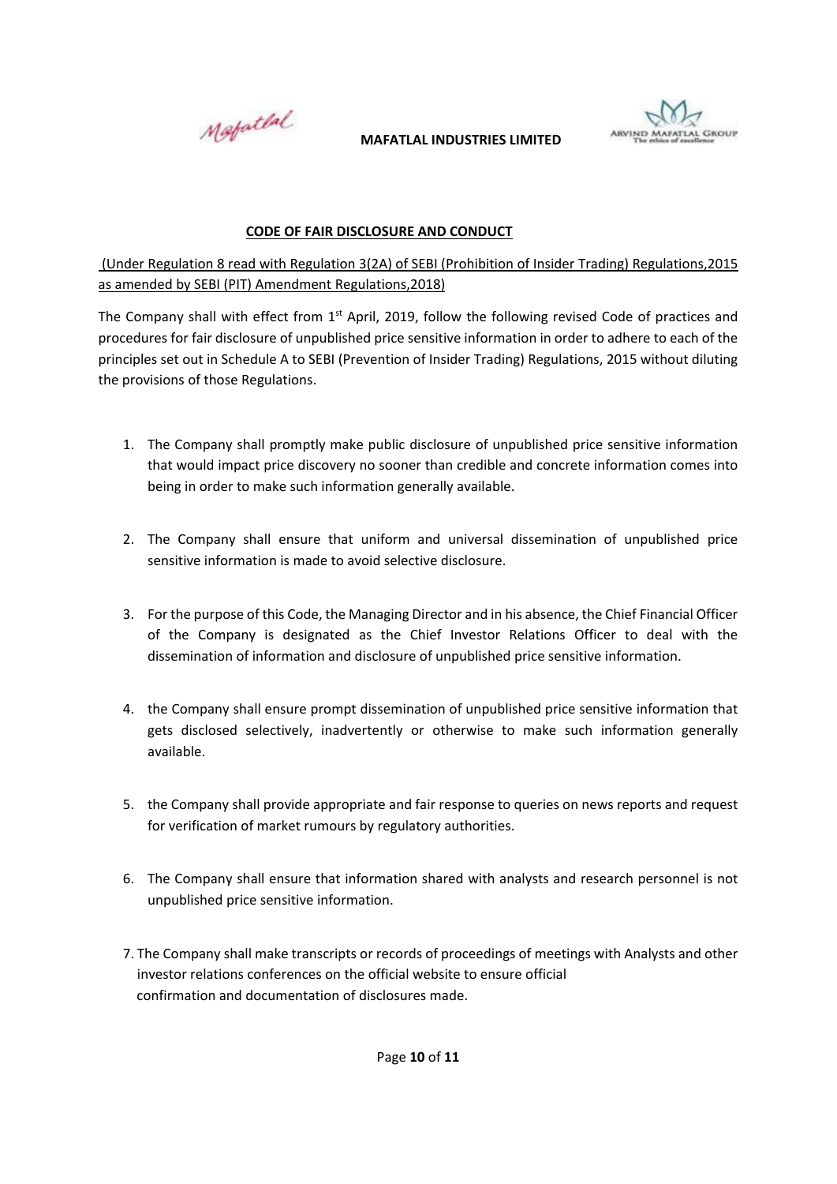**MAFATLAL INDUSTRIES LIMITED**

## CODE OF FAIR DISCLOSURE AND CONDUCT

(Under Regulation 8 read with Regulation 3(2A) of SEBI (Prohibition of Insider Trading) Regulations,2015 as amended by SEBI (PIT) Amendment Regulations,2018)

The Company shall with effect from 1st April, 2019, follow the following revised Code of practices and procedures for fair disclosure of unpublished price sensitive information in order to adhere to each of the principles set out in Schedule A to SEBI (Prevention of Insider Trading) Regulations, 2015 without diluting the provisions of those Regulations.

1. The Company shall promptly make public disclosure of unpublished price sensitive information that would impact price discovery no sooner than credible and concrete information comes into being in order to make such information generally available.

2. The Company shall ensure that uniform and universal dissemination of unpublished price sensitive information is made to avoid selective disclosure.

3. For the purpose of this Code, the Managing Director and in his absence, the Chief Financial Officer of the Company is designated as the Chief Investor Relations Officer to deal with the dissemination of information and disclosure of unpublished price sensitive information.

4. the Company shall ensure prompt dissemination of unpublished price sensitive information that gets disclosed selectively, inadvertently or otherwise to make such information generally available.

5. the Company shall provide appropriate and fair response to queries on news reports and request for verification of market rumours by regulatory authorities.

6. The Company shall ensure that information shared with analysts and research personnel is not unpublished price sensitive information.

7. The Company shall make transcripts or records of proceedings of meetings with Analysts and other investor relations conferences on the official website to ensure official confirmation and documentation of disclosures made.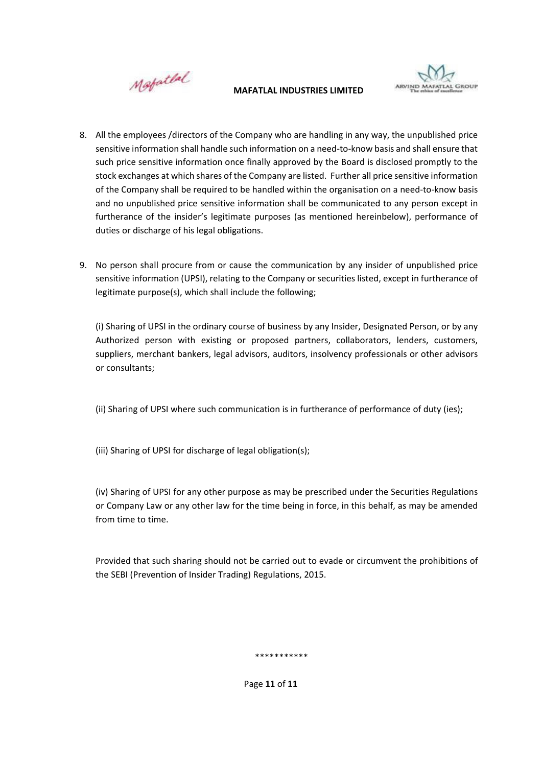8. All the employees /directors of the Company who are handling in any way, the unpublished price sensitive information shall handle such information on a need-to-know basis and shall ensure that such price sensitive information once finally approved by the Board is disclosed promptly to the stock exchanges at which shares of the Company are listed. Further all price sensitive information of the Company shall be required to be handled within the organisation on a need-to-know basis and no unpublished price sensitive information shall be communicated to any person except in furtherance of the insider's legitimate purposes (as mentioned hereinbelow), performance of duties or discharge of his legal obligations.

9. No person shall procure from or cause the communication by any insider of unpublished price sensitive information (UPSI), relating to the Company or securities listed, except in furtherance of legitimate purpose(s), which shall include the following;

   (i) Sharing of UPSI in the ordinary course of business by any Insider, Designated Person, or by any Authorized person with existing or proposed partners, collaborators, lenders, customers, suppliers, merchant bankers, legal advisors, auditors, insolvency professionals or other advisors or consultants;

   (ii) Sharing of UPSI where such communication is in furtherance of performance of duty (ies);

   (iii) Sharing of UPSI for discharge of legal obligation(s);

   (iv) Sharing of UPSI for any other purpose as may be prescribed under the Securities Regulations or Company Law or any other law for the time being in force, in this behalf, as may be amended from time to time.

   Provided that such sharing should not be carried out to evade or circumvent the prohibitions of the SEBI (Prevention of Insider Trading) Regulations, 2015.

***********